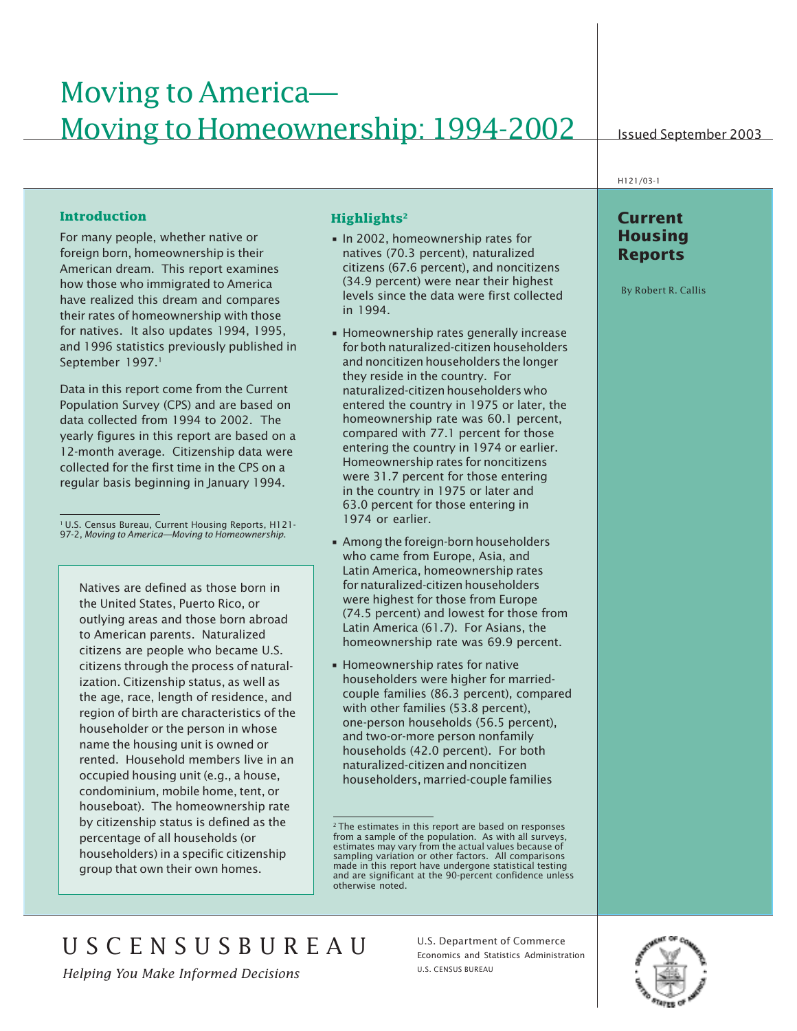# Moving to America—Moving to Homeownership: 1994-2002

Issued September 2003

H121/03-1

**Current Housing Reports**

By Robert R. Callis

## Introduction

For many people, whether native or foreign born, homeownership is their American dream. This report examines how those who immigrated to America have realized this dream and compares their rates of homeownership with those for natives. It also updates 1994, 1995, and 1996 statistics previously published in September 1997.[1]

Data in this report come from the Current Population Survey (CPS) and are based on data collected from 1994 to 2002. The yearly figures in this report are based on a 12-month average. Citizenship data were collected for the first time in the CPS on a regular basis beginning in January 1994.

[1] U.S. Census Bureau, Current Housing Reports, H121-97-2, *Moving to America—Moving to Homeownership.*

> Natives are defined as those born in the United States, Puerto Rico, or outlying areas and those born abroad to American parents. Naturalized citizens are people who became U.S. citizens through the process of naturalization. Citizenship status, as well as the age, race, length of residence, and region of birth are characteristics of the householder or the person in whose name the housing unit is owned or rented. Household members live in an occupied housing unit (e.g., a house, condominium, mobile home, tent, or houseboat). The homeownership rate by citizenship status is defined as the percentage of all households (or householders) in a specific citizenship group that own their own homes.

## Highlights[2]

- In 2002, homeownership rates for natives (70.3 percent), naturalized citizens (67.6 percent), and noncitizens (34.9 percent) were near their highest levels since the data were first collected in 1994.
- Homeownership rates generally increase for both naturalized-citizen householders and noncitizen householders the longer they reside in the country. For naturalized-citizen householders who entered the country in 1975 or later, the homeownership rate was 60.1 percent, compared with 77.1 percent for those entering the country in 1974 or earlier. Homeownership rates for noncitizens were 31.7 percent for those entering in the country in 1975 or later and 63.0 percent for those entering in 1974 or earlier.
- Among the foreign-born householders who came from Europe, Asia, and Latin America, homeownership rates for naturalized-citizen householders were highest for those from Europe (74.5 percent) and lowest for those from Latin America (61.7). For Asians, the homeownership rate was 69.9 percent.
- Homeownership rates for native householders were higher for married-couple families (86.3 percent), compared with other families (53.8 percent), one-person households (56.5 percent), and two-or-more person nonfamily households (42.0 percent). For both naturalized-citizen and noncitizen householders, married-couple families

[2] The estimates in this report are based on responses from a sample of the population. As with all surveys, estimates may vary from the actual values because of sampling variation or other factors. All comparisons made in this report have undergone statistical testing and are significant at the 90-percent confidence unless otherwise noted.

U S C E N S U S B U R E A U

*Helping You Make Informed Decisions*

U.S. Department of Commerce
Economics and Statistics Administration
U.S. CENSUS BUREAU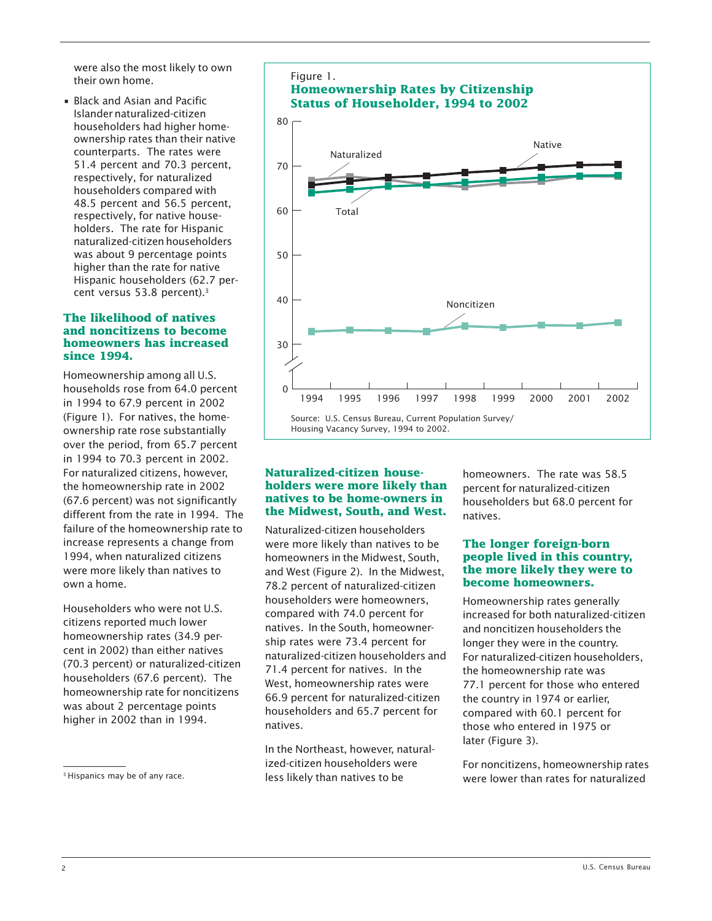were also the most likely to own their own home.

- Black and Asian and Pacific Islander naturalized-citizen householders had higher homeownership rates than their native counterparts. The rates were 51.4 percent and 70.3 percent, respectively, for naturalized householders compared with 48.5 percent and 56.5 percent, respectively, for native householders. The rate for Hispanic naturalized-citizen householders was about 9 percentage points higher than the rate for native Hispanic householders (62.7 percent versus 53.8 percent).[3]

### The likelihood of natives and noncitizens to become homeowners has increased since 1994.

Homeownership among all U.S. households rose from 64.0 percent in 1994 to 67.9 percent in 2002 (Figure 1). For natives, the homeownership rate rose substantially over the period, from 65.7 percent in 1994 to 70.3 percent in 2002. For naturalized citizens, however, the homeownership rate in 2002 (67.6 percent) was not significantly different from the rate in 1994. The failure of the homeownership rate to increase represents a change from 1994, when naturalized citizens were more likely than natives to own a home.

Householders who were not U.S. citizens reported much lower homeownership rates (34.9 percent in 2002) than either natives (70.3 percent) or naturalized-citizen householders (67.6 percent). The homeownership rate for noncitizens was about 2 percentage points higher in 2002 than in 1994.

[3] Hispanics may be of any race.

Figure 1.
**Homeownership Rates by Citizenship Status of Householder, 1994 to 2002**

Source: U.S. Census Bureau, Current Population Survey/Housing Vacancy Survey, 1994 to 2002.

### Naturalized-citizen householders were more likely than natives to be home-owners in the Midwest, South, and West.

Naturalized-citizen householders were more likely than natives to be homeowners in the Midwest, South, and West (Figure 2). In the Midwest, 78.2 percent of naturalized-citizen householders were homeowners, compared with 74.0 percent for natives. In the South, homeownership rates were 73.4 percent for naturalized-citizen householders and 71.4 percent for natives. In the West, homeownership rates were 66.9 percent for naturalized-citizen householders and 65.7 percent for natives.

In the Northeast, however, naturalized-citizen householders were less likely than natives to be homeowners. The rate was 58.5 percent for naturalized-citizen householders but 68.0 percent for natives.

### The longer foreign-born people lived in this country, the more likely they were to become homeowners.

Homeownership rates generally increased for both naturalized-citizen and noncitizen households the longer they were in the country. For naturalized-citizen households, the homeownership rate was 77.1 percent for those who entered the country in 1974 or earlier, compared with 60.1 percent for those who entered in 1975 or later (Figure 3).

For noncitizens, homeownership rates were lower than rates for naturalized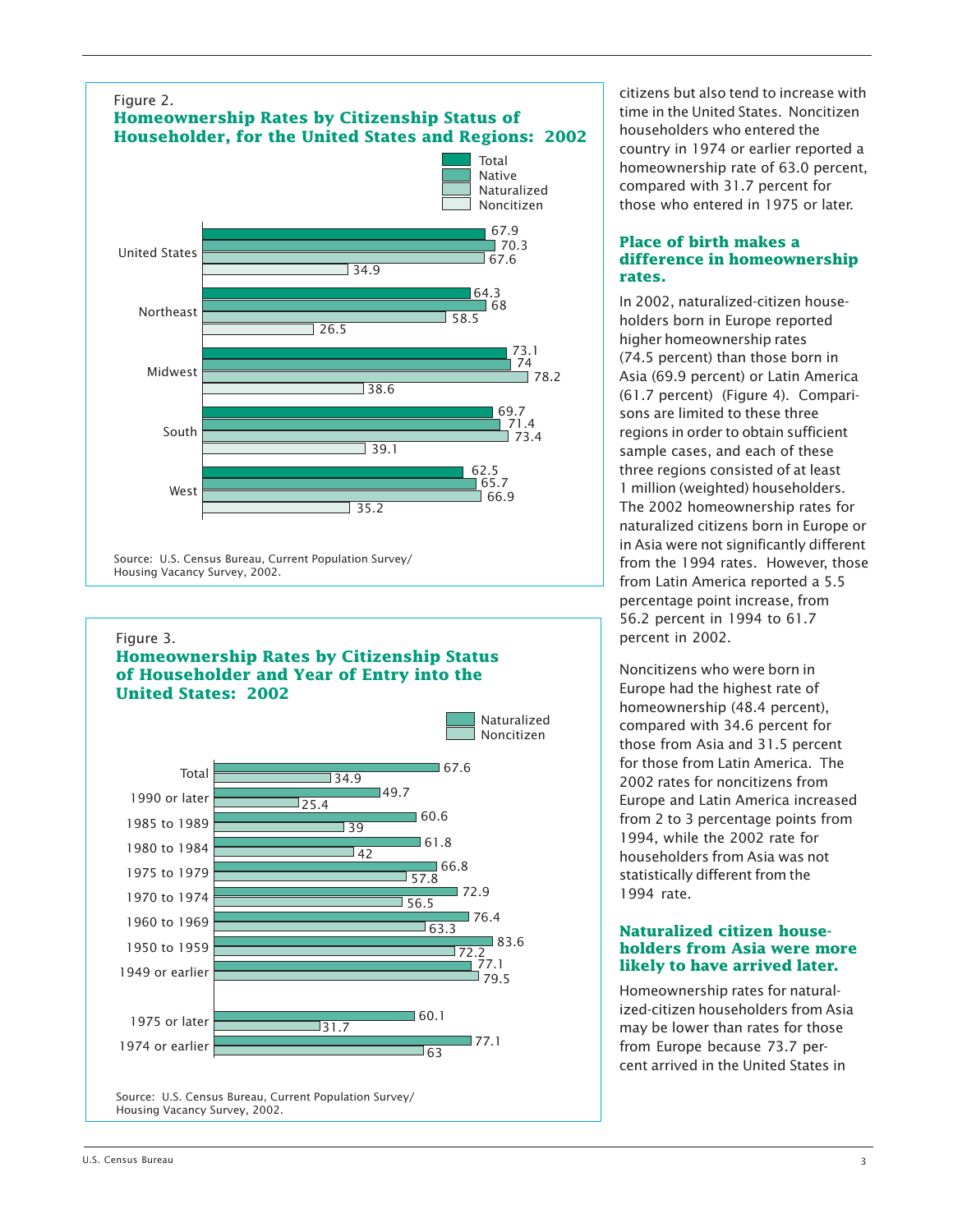Figure 2.
**Homeownership Rates by Citizenship Status of Householder, for the United States and Regions: 2002**

| | Total | Native | Naturalized | Noncitizen |
|---|---|---|---|---|
| United States | 67.9 | 70.3 | 67.6 | 34.9 |
| Northeast | 64.3 | 68 | 58.5 | 26.5 |
| Midwest | 73.1 | 74 | 78.2 | 38.6 |
| South | 69.7 | 71.4 | 73.4 | 39.1 |
| West | 62.5 | 65.7 | 66.9 | 35.2 |

Source: U.S. Census Bureau, Current Population Survey/ Housing Vacancy Survey, 2002.

Figure 3.
**Homeownership Rates by Citizenship Status of Householder and Year of Entry into the United States: 2002**

| | Naturalized | Noncitizen |
|---|---|---|
| Total | 67.6 | 34.9 |
| 1990 or later | 49.7 | 25.4 |
| 1985 to 1989 | 60.6 | 39 |
| 1980 to 1984 | 61.8 | 42 |
| 1975 to 1979 | 66.8 | 57.8 |
| 1970 to 1974 | 72.9 | 56.5 |
| 1960 to 1969 | 76.4 | 63.3 |
| 1950 to 1959 | 83.6 | 72.2 |
| 1949 or earlier | 77.1 | 79.5 |
| 1975 or later | 60.1 | 31.7 |
| 1974 or earlier | 77.1 | 63 |

Source: U.S. Census Bureau, Current Population Survey/ Housing Vacancy Survey, 2002.

citizens but also tend to increase with time in the United States. Noncitizen householders who entered the country in 1974 or earlier reported a homeownership rate of 63.0 percent, compared with 31.7 percent for those who entered in 1975 or later.

### Place of birth makes a difference in homeownership rates.

In 2002, naturalized-citizen householders born in Europe reported higher homeownership rates (74.5 percent) than those born in Asia (69.9 percent) or Latin America (61.7 percent) (Figure 4). Comparisons are limited to these three regions in order to obtain sufficient sample cases, and each of these three regions consisted of at least 1 million (weighted) householders. The 2002 homeownership rates for naturalized citizens born in Europe or in Asia were not significantly different from the 1994 rates. However, those from Latin America reported a 5.5 percentage point increase, from 56.2 percent in 1994 to 61.7 percent in 2002.

Noncitizens who were born in Europe had the highest rate of homeownership (48.4 percent), compared with 34.6 percent for those from Asia and 31.5 percent for those from Latin America. The 2002 rates for noncitizens from Europe and Latin America increased from 2 to 3 percentage points from 1994, while the 2002 rate for householders from Asia was not statistically different from the 1994 rate.

### Naturalized citizen householders from Asia were more likely to have arrived later.

Homeownership rates for naturalized-citizen householders from Asia may be lower than rates for those from Europe because 73.7 percent arrived in the United States in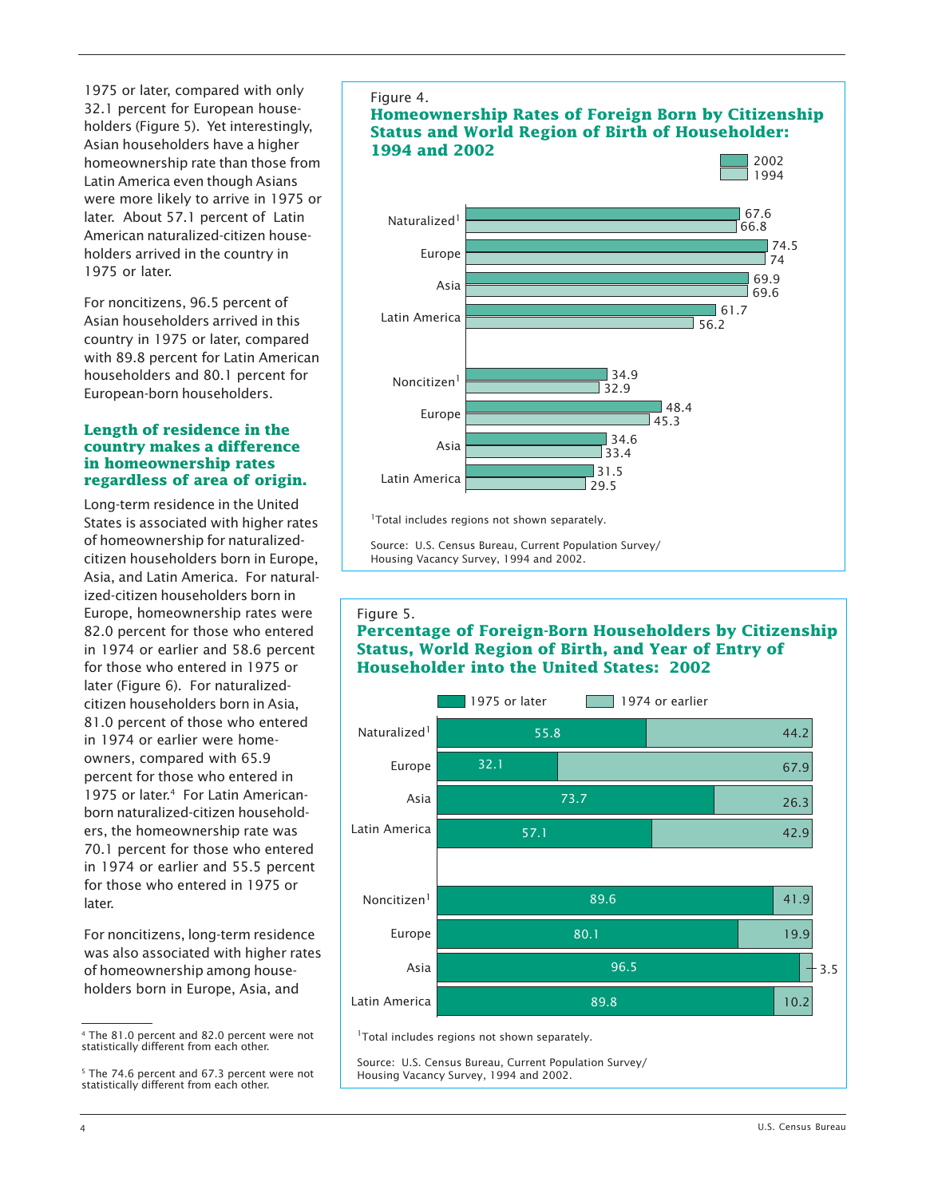1975 or later, compared with only 32.1 percent for European householders (Figure 5). Yet interestingly, Asian householders have a higher homeownership rate than those from Latin America even though Asians were more likely to arrive in 1975 or later. About 57.1 percent of Latin American naturalized-citizen householders arrived in the country in 1975 or later.

For noncitizens, 96.5 percent of Asian householders arrived in this country in 1975 or later, compared with 89.8 percent for Latin American householders and 80.1 percent for European-born householders.

### Length of residence in the country makes a difference in homeownership rates regardless of area of origin.

Long-term residence in the United States is associated with higher rates of homeownership for naturalized-citizen householders born in Europe, Asia, and Latin America. For naturalized-citizen householders born in Europe, homeownership rates were 82.0 percent for those who entered in 1974 or earlier and 58.6 percent for those who entered in 1975 or later (Figure 6). For naturalized-citizen householders born in Asia, 81.0 percent of those who entered in 1974 or earlier were homeowners, compared with 65.9 percent for those who entered in 1975 or later.[4] For Latin American-born naturalized-citizen householders, the homeownership rate was 70.1 percent for those who entered in 1974 or earlier and 55.5 percent for those who entered in 1975 or later.

For noncitizens, long-term residence was also associated with higher rates of homeownership among householders born in Europe, Asia, and

Figure 4.
**Homeownership Rates of Foreign Born by Citizenship Status and World Region of Birth of Householder: 1994 and 2002**

| | 2002 | 1994 |
|---|---|---|
| Naturalized[1] | 67.6 | 66.8 |
| Europe | 74.5 | 74 |
| Asia | 69.9 | 69.6 |
| Latin America | 61.7 | 56.2 |
| Noncitizen[1] | 34.9 | 32.9 |
| Europe | 48.4 | 45.3 |
| Asia | 34.6 | 33.4 |
| Latin America | 31.5 | 29.5 |

[1]Total includes regions not shown separately.

Source: U.S. Census Bureau, Current Population Survey/Housing Vacancy Survey, 1994 and 2002.

Figure 5.
**Percentage of Foreign-Born Householders by Citizenship Status, World Region of Birth, and Year of Entry of Householder into the United States: 2002**

| | 1975 or later | 1974 or earlier |
|---|---|---|
| Naturalized[1] | 55.8 | 44.2 |
| Europe | 32.1 | 67.9 |
| Asia | 73.7 | 26.3 |
| Latin America | 57.1 | 42.9 |
| Noncitizen[1] | 89.6 | 41.9 |
| Europe | 80.1 | 19.9 |
| Asia | 96.5 | 3.5 |
| Latin America | 89.8 | 10.2 |

[1]Total includes regions not shown separately.

Source: U.S. Census Bureau, Current Population Survey/Housing Vacancy Survey, 1994 and 2002.

---

[4] The 81.0 percent and 82.0 percent were not statistically different from each other.

[5] The 74.6 percent and 67.3 percent were not statistically different from each other.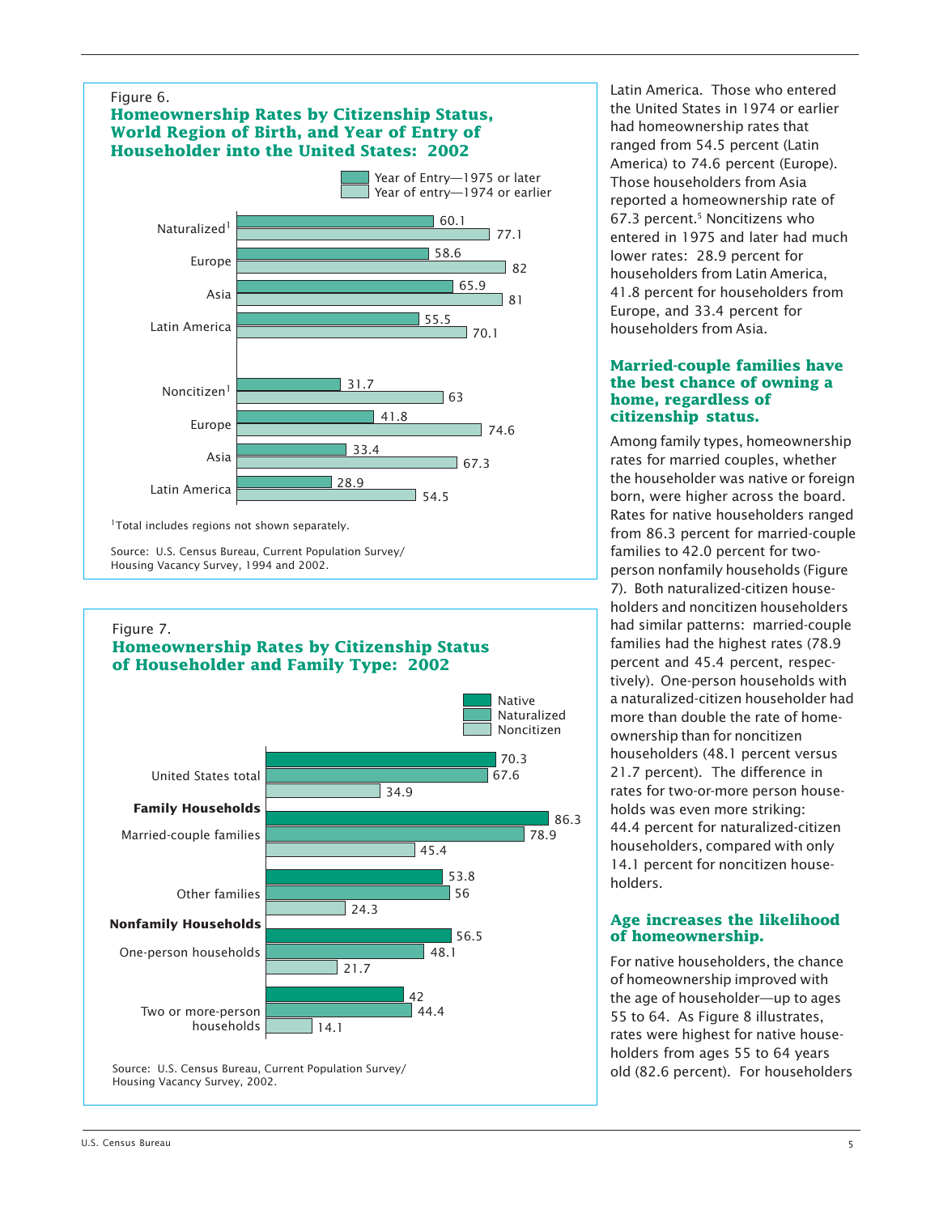Figure 6.
**Homeownership Rates by Citizenship Status, World Region of Birth, and Year of Entry of Householder into the United States: 2002**

| | Year of Entry—1975 or later | Year of entry—1974 or earlier |
|---|---|---|
| Naturalized[1] | 60.1 | 77.1 |
| Europe | 58.6 | 82 |
| Asia | 65.9 | 81 |
| Latin America | 55.5 | 70.1 |
| Noncitizen[1] | 31.7 | 63 |
| Europe | 41.8 | 74.6 |
| Asia | 33.4 | 67.3 |
| Latin America | 28.9 | 54.5 |

[1]Total includes regions not shown separately.

Source: U.S. Census Bureau, Current Population Survey/Housing Vacancy Survey, 1994 and 2002.

Figure 7.
**Homeownership Rates by Citizenship Status of Householder and Family Type: 2002**

| | Native | Naturalized | Noncitizen |
|---|---|---|---|
| United States total | 70.3 | 67.6 | 34.9 |
| **Family Households** | | | |
| Married-couple families | 86.3 | 78.9 | 45.4 |
| Other families | 53.8 | 56 | 24.3 |
| **Nonfamily Households** | | | |
| One-person households | 56.5 | 48.1 | 21.7 |
| Two or more-person households | 42 | 44.4 | 14.1 |

Source: U.S. Census Bureau, Current Population Survey/Housing Vacancy Survey, 2002.

Latin America. Those who entered the United States in 1974 or earlier had homeownership rates that ranged from 54.5 percent (Latin America) to 74.6 percent (Europe). Those householders from Asia reported a homeownership rate of 67.3 percent.[5] Noncitizens who entered in 1975 and later had much lower rates: 28.9 percent for householders from Latin America, 41.8 percent for householders from Europe, and 33.4 percent for householders from Asia.

### Married-couple families have the best chance of owning a home, regardless of citizenship status.

Among family types, homeownership rates for married couples, whether the householder was native or foreign born, were higher across the board. Rates for native householders ranged from 86.3 percent for married-couple families to 42.0 percent for two-person nonfamily households (Figure 7). Both naturalized-citizen householders and noncitizen householders had similar patterns: married-couple families had the highest rates (78.9 percent and 45.4 percent, respectively). One-person households with a naturalized-citizen householder had more than double the rate of homeownership than for noncitizen householders (48.1 percent versus 21.7 percent). The difference in rates for two-or-more person households was even more striking: 44.4 percent for naturalized-citizen householders, compared with only 14.1 percent for noncitizen householders.

### Age increases the likelihood of homeownership.

For native householders, the chance of homeownership improved with the age of householder—up to ages 55 to 64. As Figure 8 illustrates, rates were highest for native householders from ages 55 to 64 years old (82.6 percent). For householders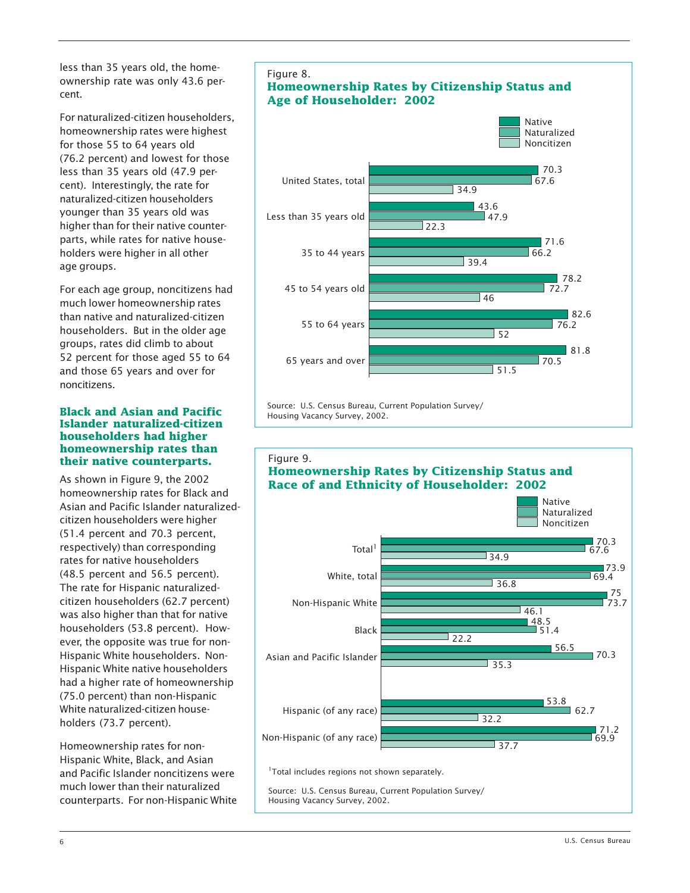less than 35 years old, the homeownership rate was only 43.6 percent.

For naturalized-citizen householders, homeownership rates were highest for those 55 to 64 years old (76.2 percent) and lowest for those less than 35 years old (47.9 percent). Interestingly, the rate for naturalized-citizen householders younger than 35 years old was higher than for their native counterparts, while rates for native householders were higher in all other age groups.

For each age group, noncitizens had much lower homeownership rates than native and naturalized-citizen householders. But in the older age groups, rates did climb to about 52 percent for those aged 55 to 64 and those 65 years and over for noncitizens.

### Black and Asian and Pacific Islander naturalized-citizen householders had higher homeownership rates than their native counterparts.

As shown in Figure 9, the 2002 homeownership rates for Black and Asian and Pacific Islander naturalized-citizen householders were higher (51.4 percent and 70.3 percent, respectively) than corresponding rates for native householders (48.5 percent and 56.5 percent). The rate for Hispanic naturalized-citizen householders (62.7 percent) was also higher than that for native householders (53.8 percent). However, the opposite was true for non-Hispanic White householders. Non-Hispanic White native householders had a higher rate of homeownership (75.0 percent) than non-Hispanic White naturalized-citizen householders (73.7 percent).

Homeownership rates for non-Hispanic White, Black, and Asian and Pacific Islander noncitizens were much lower than their naturalized counterparts. For non-Hispanic White

Figure 8.
**Homeownership Rates by Citizenship Status and Age of Householder: 2002**

| | Native | Naturalized | Noncitizen |
|---|---|---|---|
| United States, total | 70.3 | 67.6 | 34.9 |
| Less than 35 years old | 43.6 | 47.9 | 22.3 |
| 35 to 44 years | 71.6 | 66.2 | 39.4 |
| 45 to 54 years old | 78.2 | 72.7 | 46 |
| 55 to 64 years | 82.6 | 76.2 | 52 |
| 65 years and over | 81.8 | 70.5 | 51.5 |

Source: U.S. Census Bureau, Current Population Survey/Housing Vacancy Survey, 2002.

Figure 9.
**Homeownership Rates by Citizenship Status and Race of and Ethnicity of Householder: 2002**

| | Native | Naturalized | Noncitizen |
|---|---|---|---|
| Total[1] | 70.3 | 67.6 | 34.9 |
| White, total | 73.9 | 69.4 | 36.8 |
| Non-Hispanic White | 75 | 73.7 | 46.1 |
| Black | 48.5 | 51.4 | 22.2 |
| Asian and Pacific Islander | 56.5 | 70.3 | 35.3 |
| Hispanic (of any race) | 53.8 | 62.7 | 32.2 |
| Non-Hispanic (of any race) | 71.2 | 69.9 | 37.7 |

[1]Total includes regions not shown separately.

Source: U.S. Census Bureau, Current Population Survey/Housing Vacancy Survey, 2002.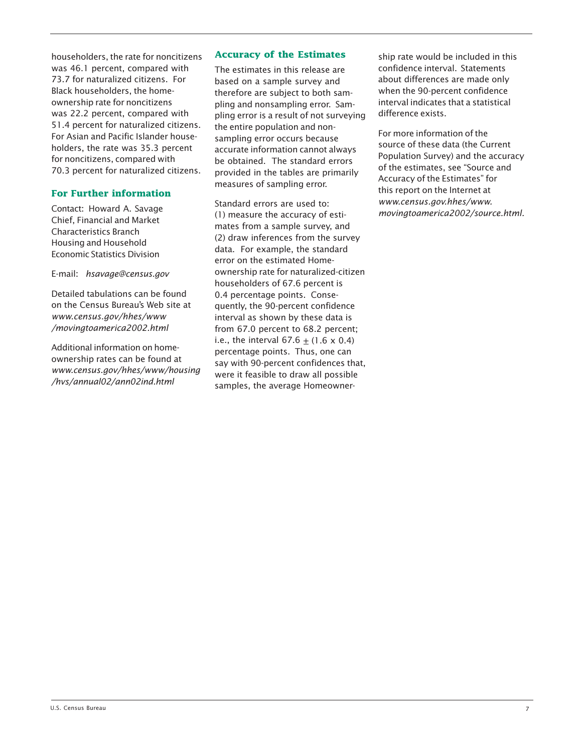householders, the rate for noncitizens was 46.1 percent, compared with 73.7 for naturalized citizens. For Black householders, the homeownership rate for noncitizens was 22.2 percent, compared with 51.4 percent for naturalized citizens. For Asian and Pacific Islander householders, the rate was 35.3 percent for noncitizens, compared with 70.3 percent for naturalized citizens.

## For Further information

Contact: Howard A. Savage
Chief, Financial and Market Characteristics Branch
Housing and Household Economic Statistics Division

E-mail: *hsavage@census.gov*

Detailed tabulations can be found on the Census Bureau's Web site at *www.census.gov/hhes/www/movingtoamerica2002.html*

Additional information on homeownership rates can be found at *www.census.gov/hhes/www/housing/hvs/annual02/ann02ind.html*

## Accuracy of the Estimates

The estimates in this release are based on a sample survey and therefore are subject to both sampling and nonsampling error. Sampling error is a result of not surveying the entire population and nonsampling error occurs because accurate information cannot always be obtained. The standard errors provided in the tables are primarily measures of sampling error.

Standard errors are used to: (1) measure the accuracy of estimates from a sample survey, and (2) draw inferences from the survey data. For example, the standard error on the estimated Homeownership rate for naturalized-citizen householders of 67.6 percent is 0.4 percentage points. Consequently, the 90-percent confidence interval as shown by these data is from 67.0 percent to 68.2 percent; i.e., the interval $67.6 \pm (1.6 \times 0.4)$ percentage points. Thus, one can say with 90-percent confidences that, were it feasible to draw all possible samples, the average Homeownership rate would be included in this confidence interval. Statements about differences are made only when the 90-percent confidence interval indicates that a statistical difference exists.

For more information of the source of these data (the Current Population Survey) and the accuracy of the estimates, see "Source and Accuracy of the Estimates" for this report on the Internet at *www.census.gov.hhes/www.movingtoamerica2002/source.html*.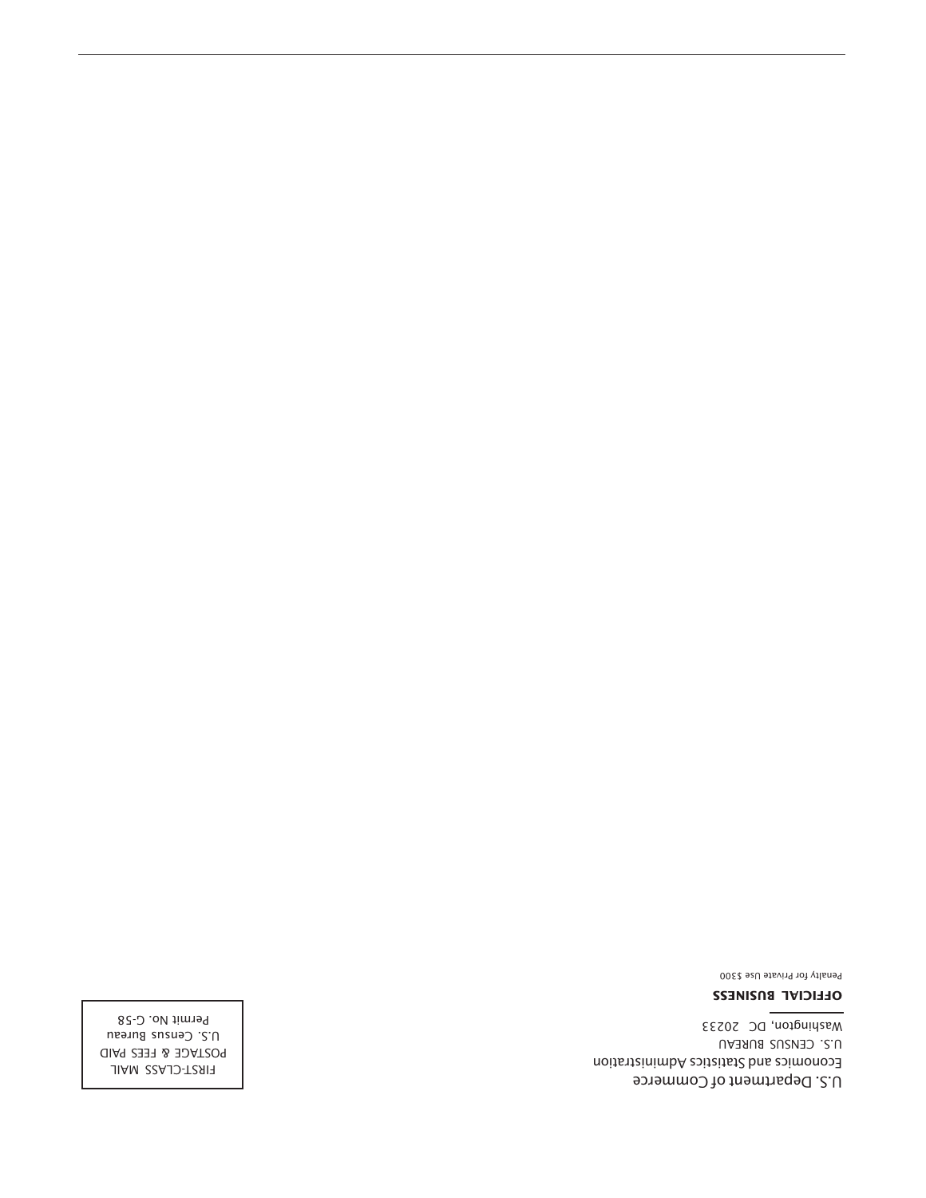U.S. Department of Commerce
Economics and Statistics Administration
U.S. CENSUS BUREAU
Washington, DC 20233

**OFFICIAL BUSINESS**
Penalty for Private Use $300

FIRST-CLASS MAIL
POSTAGE & FEES PAID
U.S. Census Bureau
Permit No. G-58